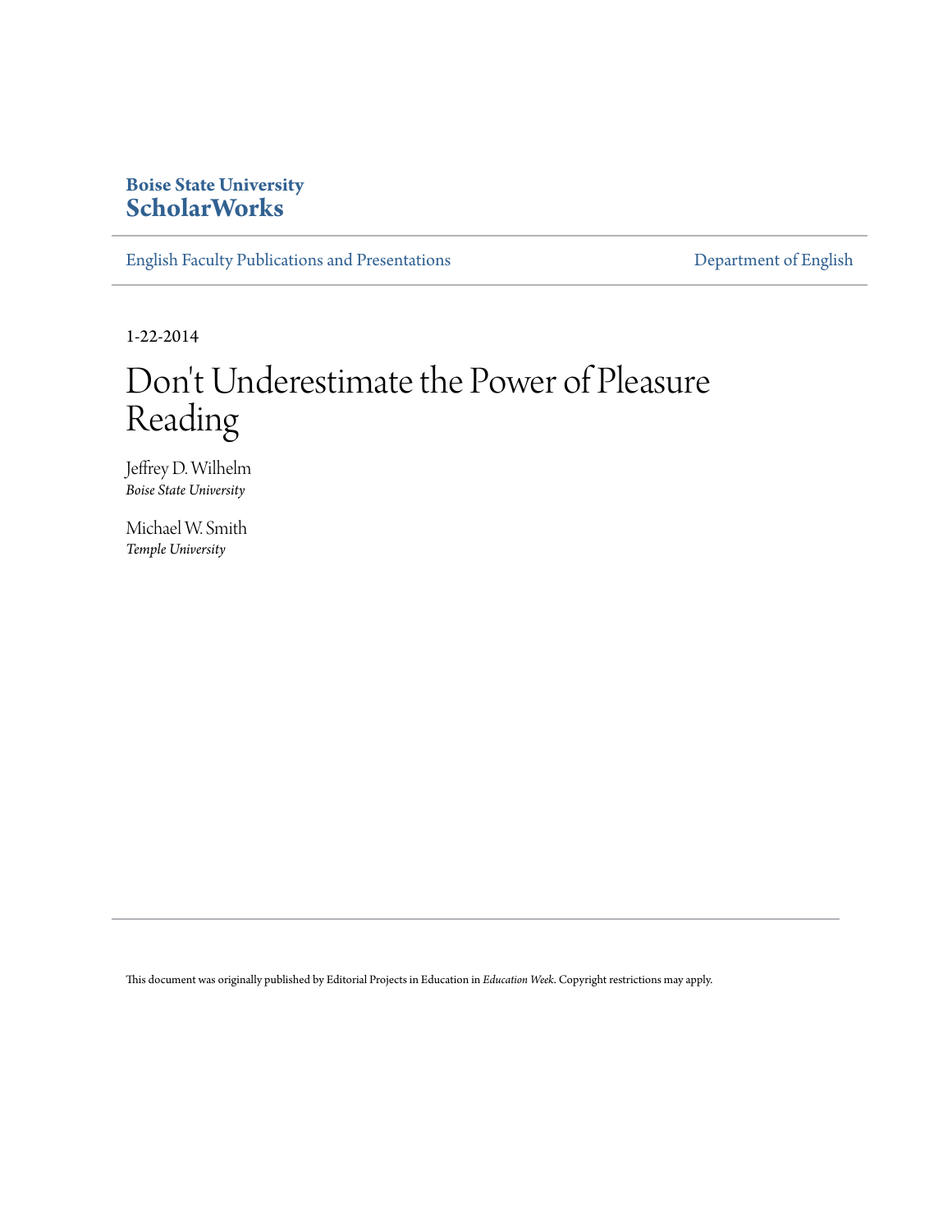**Boise State University**
**ScholarWorks**

English Faculty Publications and Presentations

Department of English

1-22-2014

# Don't Underestimate the Power of Pleasure Reading

Jeffrey D. Wilhelm
*Boise State University*

Michael W. Smith
*Temple University*

This document was originally published by Editorial Projects in Education in *Education Week*. Copyright restrictions may apply.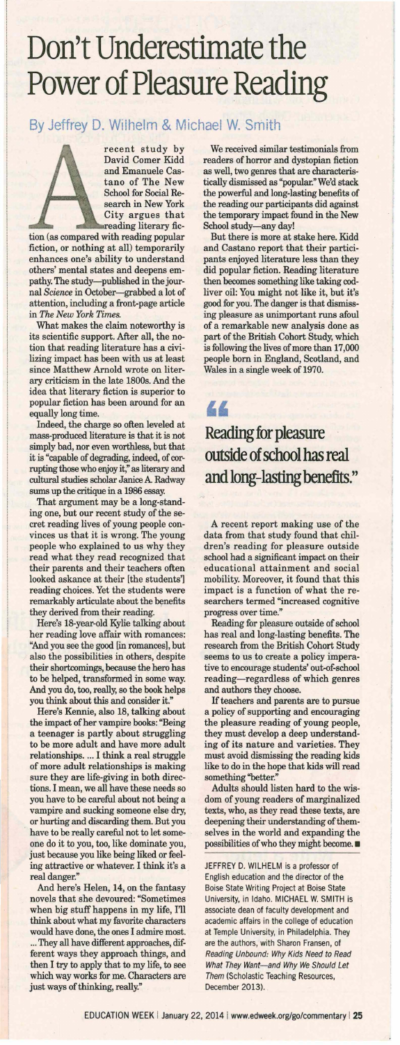# Don't Underestimate the Power of Pleasure Reading

## By Jeffrey D. Wilhelm & Michael W. Smith

A recent study by David Comer Kidd and Emanuele Castano of The New School for Social Research in New York City argues that reading literary fiction (as compared with reading popular fiction, or nothing at all) temporarily enhances one's ability to understand others' mental states and deepens empathy. The study—published in the journal *Science* in October—grabbed a lot of attention, including a front-page article in *The New York Times*.

What makes the claim noteworthy is its scientific support. After all, the notion that reading literature has a civilizing impact has been with us at least since Matthew Arnold wrote on literary criticism in the late 1800s. And the idea that literary fiction is superior to popular fiction has been around for an equally long time.

Indeed, the charge so often leveled at mass-produced literature is that it is not simply bad, nor even worthless, but that it is "capable of degrading, indeed, of corrupting those who enjoy it," as literary and cultural studies scholar Janice A. Radway sums up the critique in a 1986 essay.

That argument may be a long-standing one, but our recent study of the secret reading lives of young people convinces us that it is wrong. The young people who explained to us why they read what they read recognized that their parents and their teachers often looked askance at their [the students'] reading choices. Yet the students were remarkably articulate about the benefits they derived from their reading.

Here's 18-year-old Kylie talking about her reading love affair with romances: "And you see the good [in romances], but also the possibilities in others, despite their shortcomings, because the hero has to be helped, transformed in some way. And you do, too, really, so the book helps you think about this and consider it."

Here's Kennie, also 18, talking about the impact of her vampire books: "Being a teenager is partly about struggling to be more adult and have more adult relationships. ... I think a real struggle of more adult relationships is making sure they are life-giving in both directions. I mean, we all have these needs so you have to be careful about not being a vampire and sucking someone else dry, or hurting and discarding them. But you have to be really careful not to let someone do it to you, too, like dominate you, just because you like being liked or feeling attractive or whatever. I think it's a real danger."

And here's Helen, 14, on the fantasy novels that she devoured: "Sometimes when big stuff happens in my life, I'll think about what my favorite characters would have done, the ones I admire most. ... They all have different approaches, different ways they approach things, and then I try to apply that to my life, to see which way works for me. Characters are just ways of thinking, really."

We received similar testimonials from readers of horror and dystopian fiction as well, two genres that are characteristically dismissed as "popular." We'd stack the powerful and long-lasting benefits of the reading our participants did against the temporary impact found in the New School study—any day!

But there is more at stake here. Kidd and Castano report that their participants enjoyed literature less than they did popular fiction. Reading literature then becomes something like taking cod-liver oil: You might not like it, but it's good for you. The danger is that dismissing pleasure as unimportant runs afoul of a remarkable new analysis done as part of the British Cohort Study, which is following the lives of more than 17,000 people born in England, Scotland, and Wales in a single week of 1970.

> "Reading for pleasure outside of school has real and long-lasting benefits."

A recent report making use of the data from that study found that children's reading for pleasure outside school had a significant impact on their educational attainment and social mobility. Moreover, it found that this impact is a function of what the researchers termed "increased cognitive progress over time."

Reading for pleasure outside of school has real and long-lasting benefits. The research from the British Cohort Study seems to us to create a policy imperative to encourage students' out-of-school reading—regardless of which genres and authors they choose.

If teachers and parents are to pursue a policy of supporting and encouraging the pleasure reading of young people, they must develop a deep understanding of its nature and varieties. They must avoid dismissing the reading kids like to do in the hope that kids will read something "better."

Adults should listen hard to the wisdom of young readers of marginalized texts, who, as they read these texts, are deepening their understanding of themselves in the world and expanding the possibilities of who they might become. ■

JEFFREY D. WILHELM is a professor of English education and the director of the Boise State Writing Project at Boise State University, in Idaho. MICHAEL W. SMITH is associate dean of faculty development and academic affairs in the college of education at Temple University, in Philadelphia. They are the authors, with Sharon Fransen, of *Reading Unbound: Why Kids Need to Read What They Want—and Why We Should Let Them* (Scholastic Teaching Resources, December 2013).